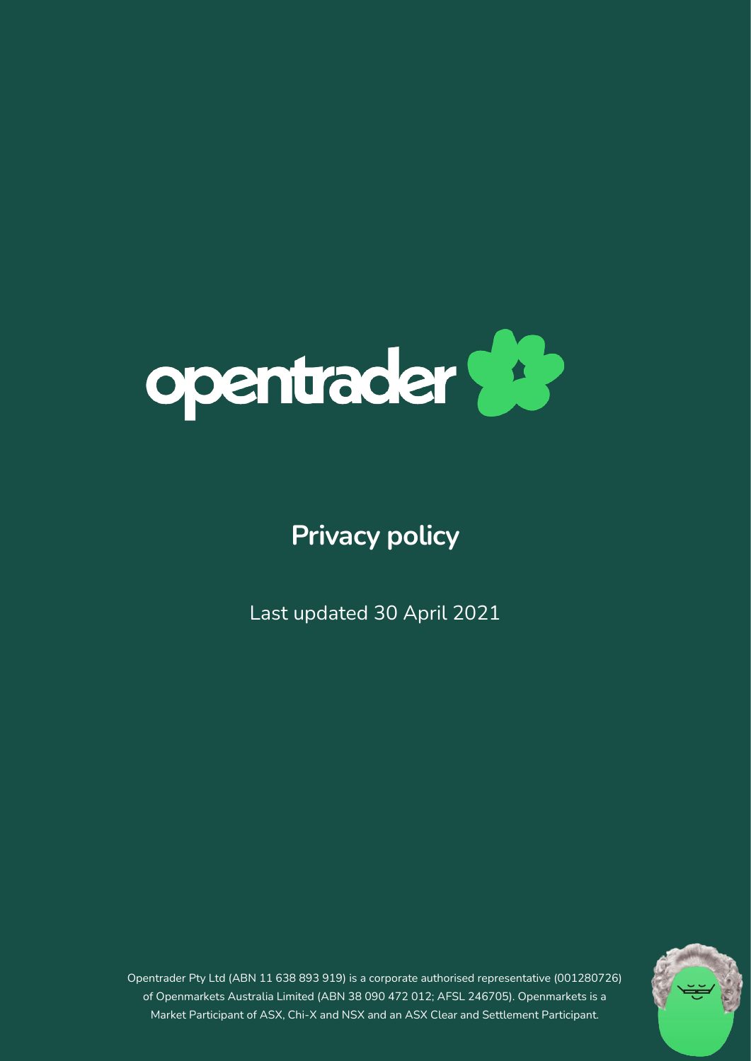opentrader

# Privacy policy

Last updated 30 April 2021

Opentrader Pty Ltd (ABN 11 638 893 919) is a corporate authorised representative (001280726) of Openmarkets Australia Limited (ABN 38 090 472 012; AFSL 246705). Openmarkets is a Market Participant of ASX, Chi-X and NSX and an ASX Clear and Settlement Participant.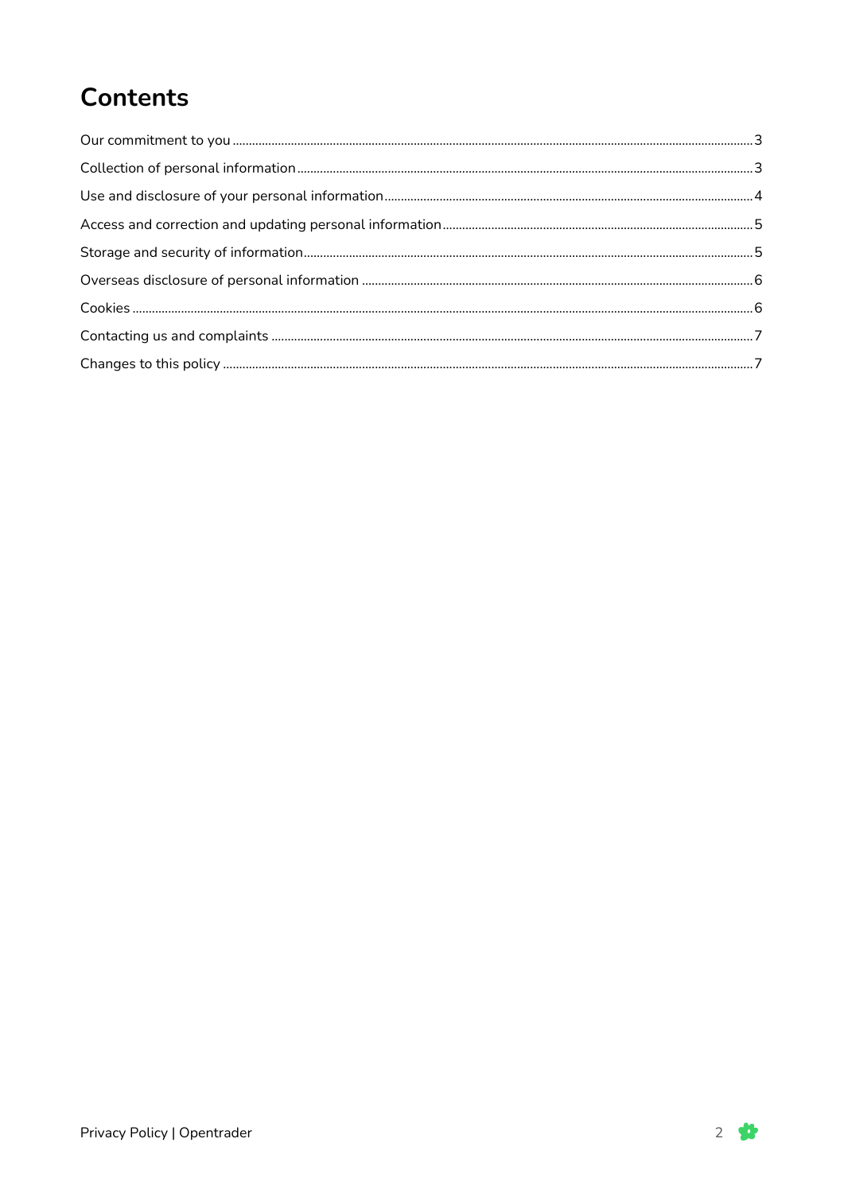# Contents

| | |
|---|---|
| Our commitment to you | 3 |
| Collection of personal information | 3 |
| Use and disclosure of your personal information | 4 |
| Access and correction and updating personal information | 5 |
| Storage and security of information | 5 |
| Overseas disclosure of personal information | 6 |
| Cookies | 6 |
| Contacting us and complaints | 7 |
| Changes to this policy | 7 |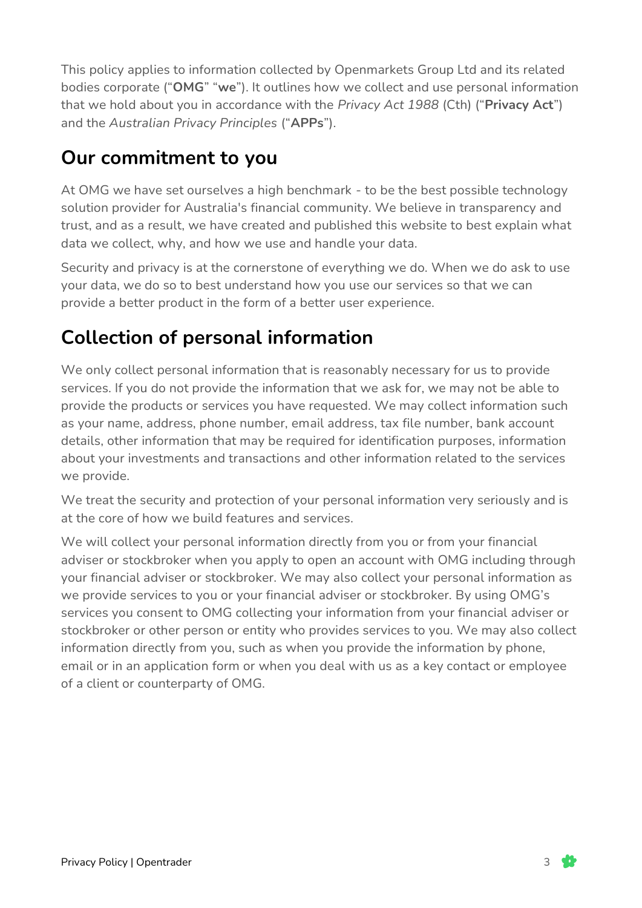This policy applies to information collected by Openmarkets Group Ltd and its related bodies corporate ("**OMG**" "**we**"). It outlines how we collect and use personal information that we hold about you in accordance with the *Privacy Act 1988* (Cth) ("**Privacy Act**") and the *Australian Privacy Principles* ("**APPs**").

## Our commitment to you

At OMG we have set ourselves a high benchmark - to be the best possible technology solution provider for Australia's financial community. We believe in transparency and trust, and as a result, we have created and published this website to best explain what data we collect, why, and how we use and handle your data.

Security and privacy is at the cornerstone of everything we do. When we do ask to use your data, we do so to best understand how you use our services so that we can provide a better product in the form of a better user experience.

## Collection of personal information

We only collect personal information that is reasonably necessary for us to provide services. If you do not provide the information that we ask for, we may not be able to provide the products or services you have requested. We may collect information such as your name, address, phone number, email address, tax file number, bank account details, other information that may be required for identification purposes, information about your investments and transactions and other information related to the services we provide.

We treat the security and protection of your personal information very seriously and is at the core of how we build features and services.

We will collect your personal information directly from you or from your financial adviser or stockbroker when you apply to open an account with OMG including through your financial adviser or stockbroker. We may also collect your personal information as we provide services to you or your financial adviser or stockbroker. By using OMG's services you consent to OMG collecting your information from your financial adviser or stockbroker or other person or entity who provides services to you. We may also collect information directly from you, such as when you provide the information by phone, email or in an application form or when you deal with us as a key contact or employee of a client or counterparty of OMG.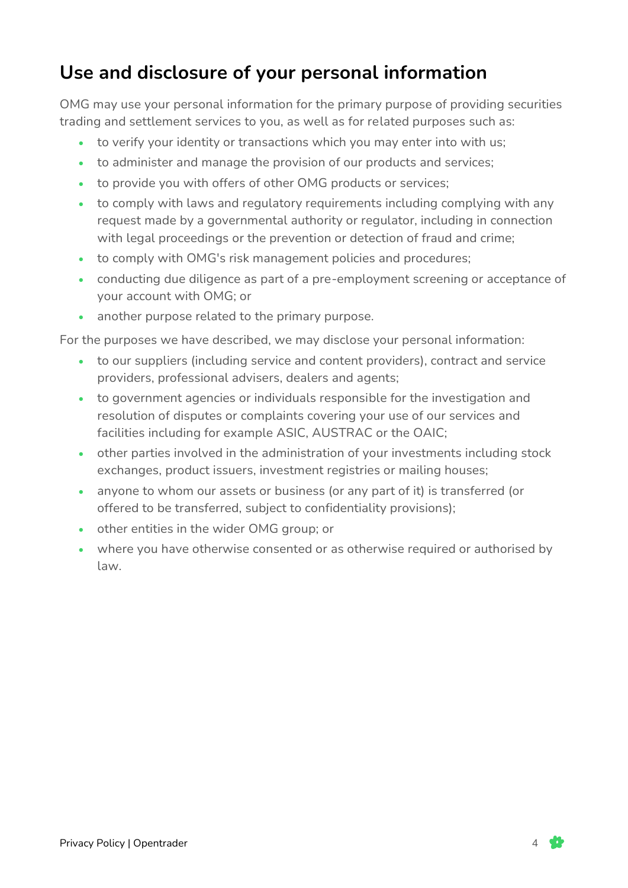## Use and disclosure of your personal information

OMG may use your personal information for the primary purpose of providing securities trading and settlement services to you, as well as for related purposes such as:

- to verify your identity or transactions which you may enter into with us;
- to administer and manage the provision of our products and services;
- to provide you with offers of other OMG products or services;
- to comply with laws and regulatory requirements including complying with any request made by a governmental authority or regulator, including in connection with legal proceedings or the prevention or detection of fraud and crime;
- to comply with OMG's risk management policies and procedures;
- conducting due diligence as part of a pre-employment screening or acceptance of your account with OMG; or
- another purpose related to the primary purpose.

For the purposes we have described, we may disclose your personal information:

- to our suppliers (including service and content providers), contract and service providers, professional advisers, dealers and agents;
- to government agencies or individuals responsible for the investigation and resolution of disputes or complaints covering your use of our services and facilities including for example ASIC, AUSTRAC or the OAIC;
- other parties involved in the administration of your investments including stock exchanges, product issuers, investment registries or mailing houses;
- anyone to whom our assets or business (or any part of it) is transferred (or offered to be transferred, subject to confidentiality provisions);
- other entities in the wider OMG group; or
- where you have otherwise consented or as otherwise required or authorised by law.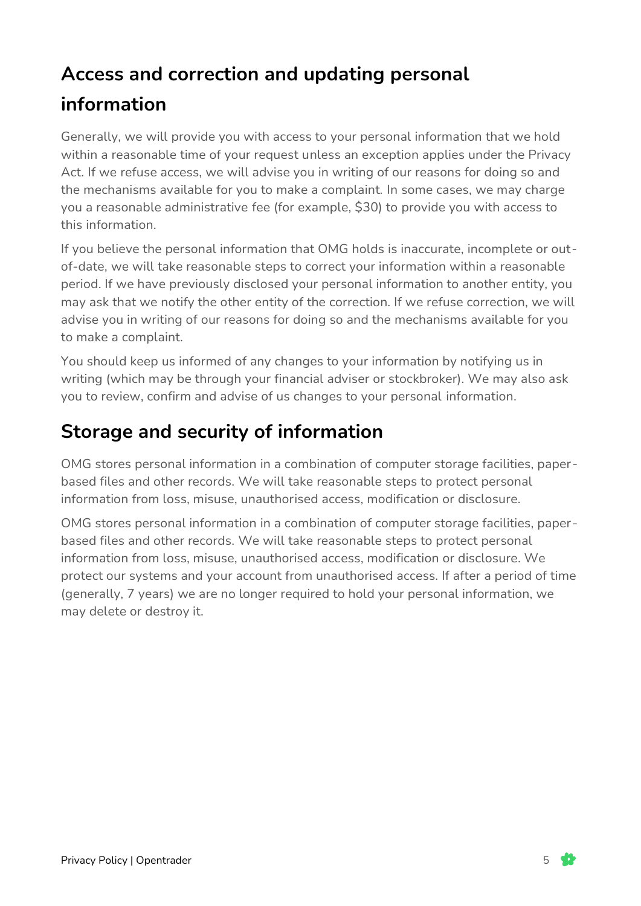## Access and correction and updating personal information

Generally, we will provide you with access to your personal information that we hold within a reasonable time of your request unless an exception applies under the Privacy Act. If we refuse access, we will advise you in writing of our reasons for doing so and the mechanisms available for you to make a complaint. In some cases, we may charge you a reasonable administrative fee (for example, $30) to provide you with access to this information.

If you believe the personal information that OMG holds is inaccurate, incomplete or out-of-date, we will take reasonable steps to correct your information within a reasonable period. If we have previously disclosed your personal information to another entity, you may ask that we notify the other entity of the correction. If we refuse correction, we will advise you in writing of our reasons for doing so and the mechanisms available for you to make a complaint.

You should keep us informed of any changes to your information by notifying us in writing (which may be through your financial adviser or stockbroker). We may also ask you to review, confirm and advise of us changes to your personal information.

## Storage and security of information

OMG stores personal information in a combination of computer storage facilities, paper-based files and other records. We will take reasonable steps to protect personal information from loss, misuse, unauthorised access, modification or disclosure.

OMG stores personal information in a combination of computer storage facilities, paper-based files and other records. We will take reasonable steps to protect personal information from loss, misuse, unauthorised access, modification or disclosure. We protect our systems and your account from unauthorised access. If after a period of time (generally, 7 years) we are no longer required to hold your personal information, we may delete or destroy it.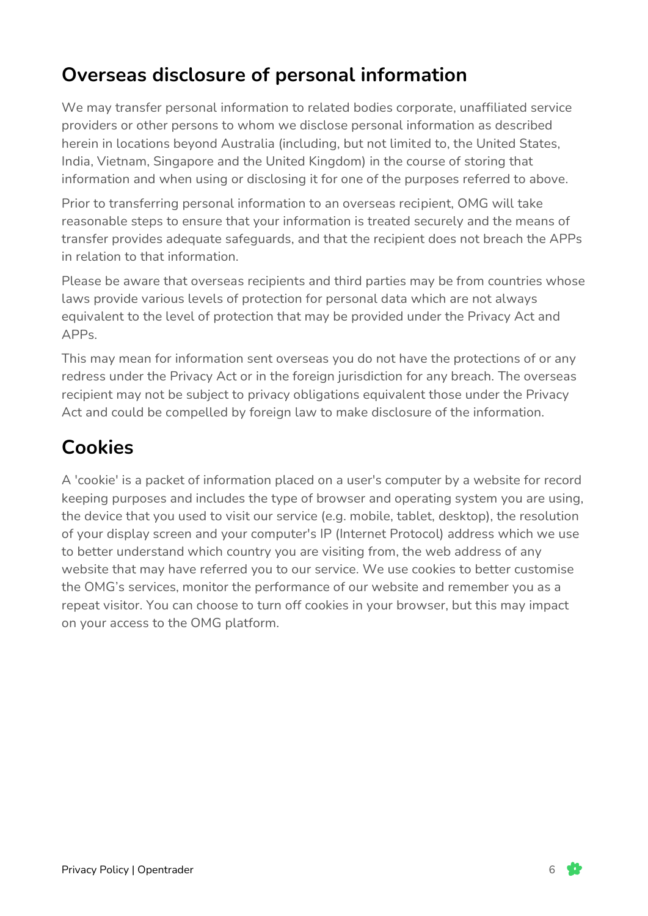## Overseas disclosure of personal information

We may transfer personal information to related bodies corporate, unaffiliated service providers or other persons to whom we disclose personal information as described herein in locations beyond Australia (including, but not limited to, the United States, India, Vietnam, Singapore and the United Kingdom) in the course of storing that information and when using or disclosing it for one of the purposes referred to above.

Prior to transferring personal information to an overseas recipient, OMG will take reasonable steps to ensure that your information is treated securely and the means of transfer provides adequate safeguards, and that the recipient does not breach the APPs in relation to that information.

Please be aware that overseas recipients and third parties may be from countries whose laws provide various levels of protection for personal data which are not always equivalent to the level of protection that may be provided under the Privacy Act and APPs.

This may mean for information sent overseas you do not have the protections of or any redress under the Privacy Act or in the foreign jurisdiction for any breach. The overseas recipient may not be subject to privacy obligations equivalent those under the Privacy Act and could be compelled by foreign law to make disclosure of the information.

## Cookies

A 'cookie' is a packet of information placed on a user's computer by a website for record keeping purposes and includes the type of browser and operating system you are using, the device that you used to visit our service (e.g. mobile, tablet, desktop), the resolution of your display screen and your computer's IP (Internet Protocol) address which we use to better understand which country you are visiting from, the web address of any website that may have referred you to our service. We use cookies to better customise the OMG's services, monitor the performance of our website and remember you as a repeat visitor. You can choose to turn off cookies in your browser, but this may impact on your access to the OMG platform.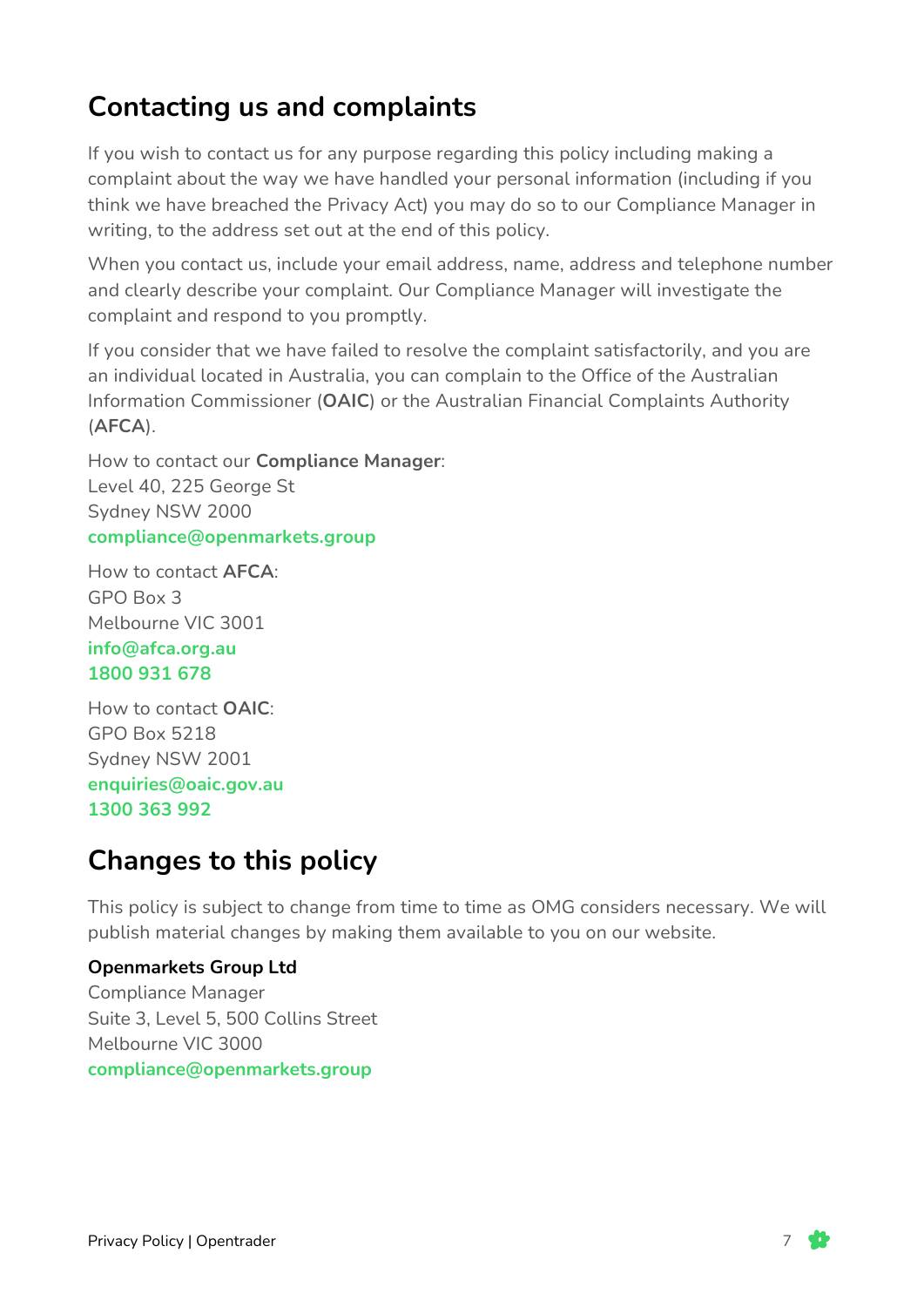## Contacting us and complaints

If you wish to contact us for any purpose regarding this policy including making a complaint about the way we have handled your personal information (including if you think we have breached the Privacy Act) you may do so to our Compliance Manager in writing, to the address set out at the end of this policy.

When you contact us, include your email address, name, address and telephone number and clearly describe your complaint. Our Compliance Manager will investigate the complaint and respond to you promptly.

If you consider that we have failed to resolve the complaint satisfactorily, and you are an individual located in Australia, you can complain to the Office of the Australian Information Commissioner (**OAIC**) or the Australian Financial Complaints Authority (**AFCA**).

How to contact our **Compliance Manager**:
Level 40, 225 George St
Sydney NSW 2000
**compliance@openmarkets.group**

How to contact **AFCA**:
GPO Box 3
Melbourne VIC 3001
**info@afca.org.au**
**1800 931 678**

How to contact **OAIC**:
GPO Box 5218
Sydney NSW 2001
**enquiries@oaic.gov.au**
**1300 363 992**

## Changes to this policy

This policy is subject to change from time to time as OMG considers necessary. We will publish material changes by making them available to you on our website.

**Openmarkets Group Ltd**
Compliance Manager
Suite 3, Level 5, 500 Collins Street
Melbourne VIC 3000
**compliance@openmarkets.group**